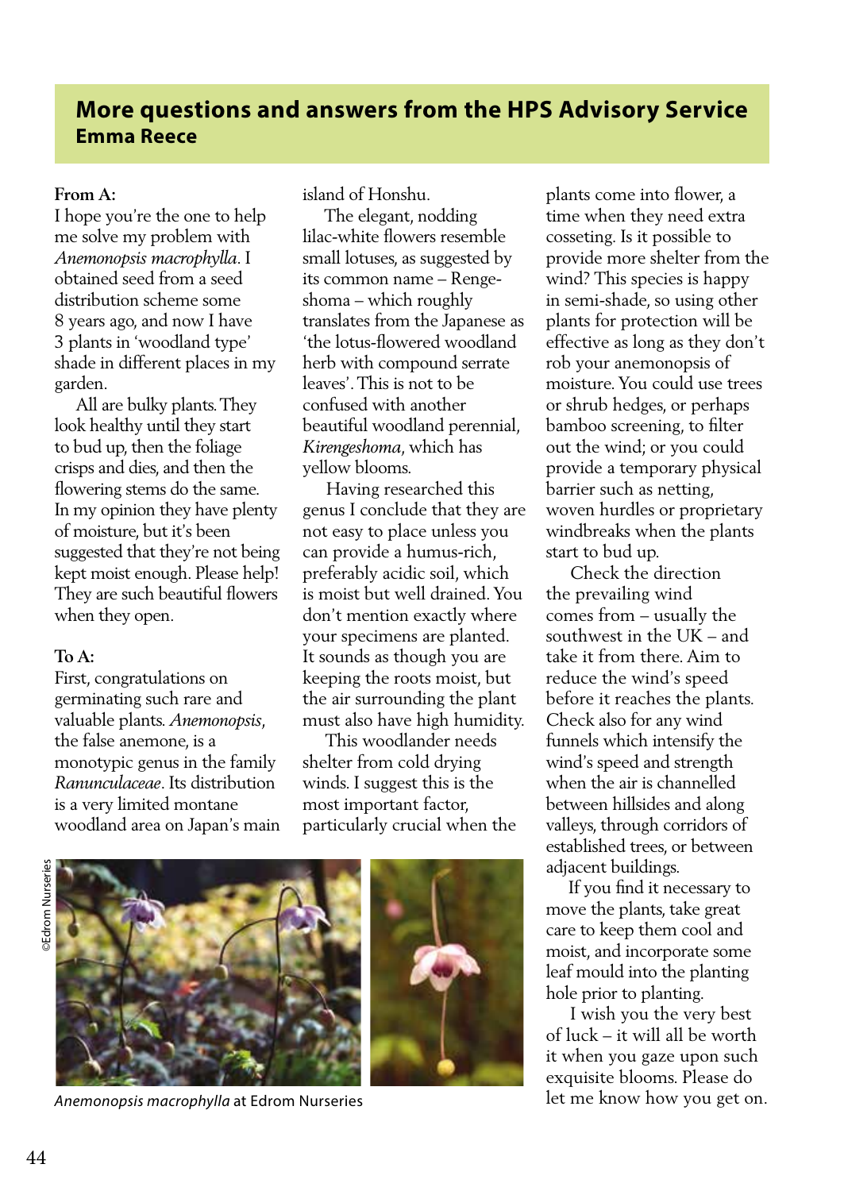# More questions and answers from the HPS Advisory Service

**Emma Reece**

**From A:**

I hope you're the one to help me solve my problem with *Anemonopsis macrophylla*. I obtained seed from a seed distribution scheme some 8 years ago, and now I have 3 plants in 'woodland type' shade in different places in my garden.

All are bulky plants. They look healthy until they start to bud up, then the foliage crisps and dies, and then the flowering stems do the same. In my opinion they have plenty of moisture, but it's been suggested that they're not being kept moist enough. Please help! They are such beautiful flowers when they open.

**To A:**

First, congratulations on germinating such rare and valuable plants. *Anemonopsis*, the false anemone, is a monotypic genus in the family *Ranunculaceae*. Its distribution is a very limited montane woodland area on Japan's main island of Honshu.

The elegant, nodding lilac-white flowers resemble small lotuses, as suggested by its common name – Renge-shoma – which roughly translates from the Japanese as 'the lotus-flowered woodland herb with compound serrate leaves'. This is not to be confused with another beautiful woodland perennial, *Kirengeshoma*, which has yellow blooms.

Having researched this genus I conclude that they are not easy to place unless you can provide a humus-rich, preferably acidic soil, which is moist but well drained. You don't mention exactly where your specimens are planted. It sounds as though you are keeping the roots moist, but the air surrounding the plant must also have high humidity.

This woodlander needs shelter from cold drying winds. I suggest this is the most important factor, particularly crucial when the plants come into flower, a time when they need extra cosseting. Is it possible to provide more shelter from the wind? This species is happy in semi-shade, so using other plants for protection will be effective as long as they don't rob your anemonopsis of moisture. You could use trees or shrub hedges, or perhaps bamboo screening, to filter out the wind; or you could provide a temporary physical barrier such as netting, woven hurdles or proprietary windbreaks when the plants start to bud up.

Check the direction the prevailing wind comes from – usually the southwest in the UK – and take it from there. Aim to reduce the wind's speed before it reaches the plants. Check also for any wind funnels which intensify the wind's speed and strength when the air is channelled between hillsides and along valleys, through corridors of established trees, or between adjacent buildings.

If you find it necessary to move the plants, take great care to keep them cool and moist, and incorporate some leaf mould into the planting hole prior to planting.

I wish you the very best of luck – it will all be worth it when you gaze upon such exquisite blooms. Please do let me know how you get on.

©Edrom Nurseries

*Anemonopsis macrophylla* at Edrom Nurseries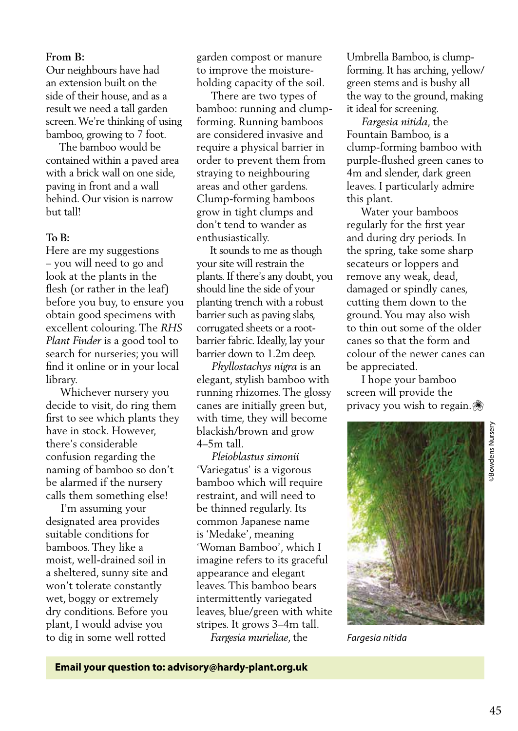**From B:**

Our neighbours have had an extension built on the side of their house, and as a result we need a tall garden screen. We're thinking of using bamboo, growing to 7 foot.

The bamboo would be contained within a paved area with a brick wall on one side, paving in front and a wall behind. Our vision is narrow but tall!

**To B:**

Here are my suggestions – you will need to go and look at the plants in the flesh (or rather in the leaf) before you buy, to ensure you obtain good specimens with excellent colouring. The *RHS Plant Finder* is a good tool to search for nurseries; you will find it online or in your local library.

Whichever nursery you decide to visit, do ring them first to see which plants they have in stock. However, there's considerable confusion regarding the naming of bamboo so don't be alarmed if the nursery calls them something else!

I'm assuming your designated area provides suitable conditions for bamboos. They like a moist, well-drained soil in a sheltered, sunny site and won't tolerate constantly wet, boggy or extremely dry conditions. Before you plant, I would advise you to dig in some well rotted garden compost or manure to improve the moisture-holding capacity of the soil.

There are two types of bamboo: running and clump-forming. Running bamboos are considered invasive and require a physical barrier in order to prevent them from straying to neighbouring areas and other gardens. Clump-forming bamboos grow in tight clumps and don't tend to wander as enthusiastically.

It sounds to me as though your site will restrain the plants. If there's any doubt, you should line the side of your planting trench with a robust barrier such as paving slabs, corrugated sheets or a root-barrier fabric. Ideally, lay your barrier down to 1.2m deep.

*Phyllostachys nigra* is an elegant, stylish bamboo with running rhizomes. The glossy canes are initially green but, with time, they will become blackish/brown and grow 4–5m tall.

*Pleioblastus simonii* 'Variegatus' is a vigorous bamboo which will require restraint, and will need to be thinned regularly. Its common Japanese name is 'Medake', meaning 'Woman Bamboo', which I imagine refers to its graceful appearance and elegant leaves. This bamboo bears intermittently variegated leaves, blue/green with white stripes. It grows 3–4m tall.

*Fargesia murieliae*, the Umbrella Bamboo, is clump-forming. It has arching, yellow/green stems and is bushy all the way to the ground, making it ideal for screening.

*Fargesia nitida*, the Fountain Bamboo, is a clump-forming bamboo with purple-flushed green canes to 4m and slender, dark green leaves. I particularly admire this plant.

Water your bamboos regularly for the first year and during dry periods. In the spring, take some sharp secateurs or loppers and remove any weak, dead, damaged or spindly canes, cutting them down to the ground. You may also wish to thin out some of the older canes so that the form and colour of the newer canes can be appreciated.

I hope your bamboo screen will provide the privacy you wish to regain.

©Bowdens Nursery

*Fargesia nitida*

**Email your question to: advisory@hardy-plant.org.uk**